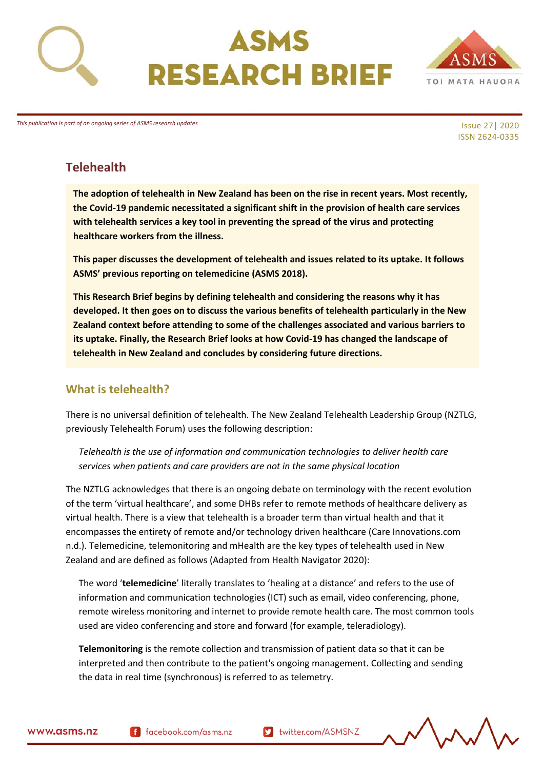# ASMS RESEARCH BRIEF

*This publication is part of an ongoing series of ASMS research updates*

Issue 27| 2020
ISSN 2624-0335

## Telehealth

**The adoption of telehealth in New Zealand has been on the rise in recent years. Most recently, the Covid-19 pandemic necessitated a significant shift in the provision of health care services with telehealth services a key tool in preventing the spread of the virus and protecting healthcare workers from the illness.**

**This paper discusses the development of telehealth and issues related to its uptake. It follows ASMS' previous reporting on telemedicine (ASMS 2018).**

**This Research Brief begins by defining telehealth and considering the reasons why it has developed. It then goes on to discuss the various benefits of telehealth particularly in the New Zealand context before attending to some of the challenges associated and various barriers to its uptake. Finally, the Research Brief looks at how Covid-19 has changed the landscape of telehealth in New Zealand and concludes by considering future directions.**

### What is telehealth?

There is no universal definition of telehealth. The New Zealand Telehealth Leadership Group (NZTLG, previously Telehealth Forum) uses the following description:

> *Telehealth is the use of information and communication technologies to deliver health care services when patients and care providers are not in the same physical location*

The NZTLG acknowledges that there is an ongoing debate on terminology with the recent evolution of the term 'virtual healthcare', and some DHBs refer to remote methods of healthcare delivery as virtual health. There is a view that telehealth is a broader term than virtual health and that it encompasses the entirety of remote and/or technology driven healthcare (Care Innovations.com n.d.). Telemedicine, telemonitoring and mHealth are the key types of telehealth used in New Zealand and are defined as follows (Adapted from Health Navigator 2020):

> The word '**telemedicine**' literally translates to 'healing at a distance' and refers to the use of information and communication technologies (ICT) such as email, video conferencing, phone, remote wireless monitoring and internet to provide remote health care. The most common tools used are video conferencing and store and forward (for example, teleradiology).
>
> **Telemonitoring** is the remote collection and transmission of patient data so that it can be interpreted and then contribute to the patient's ongoing management. Collecting and sending the data in real time (synchronous) is referred to as telemetry.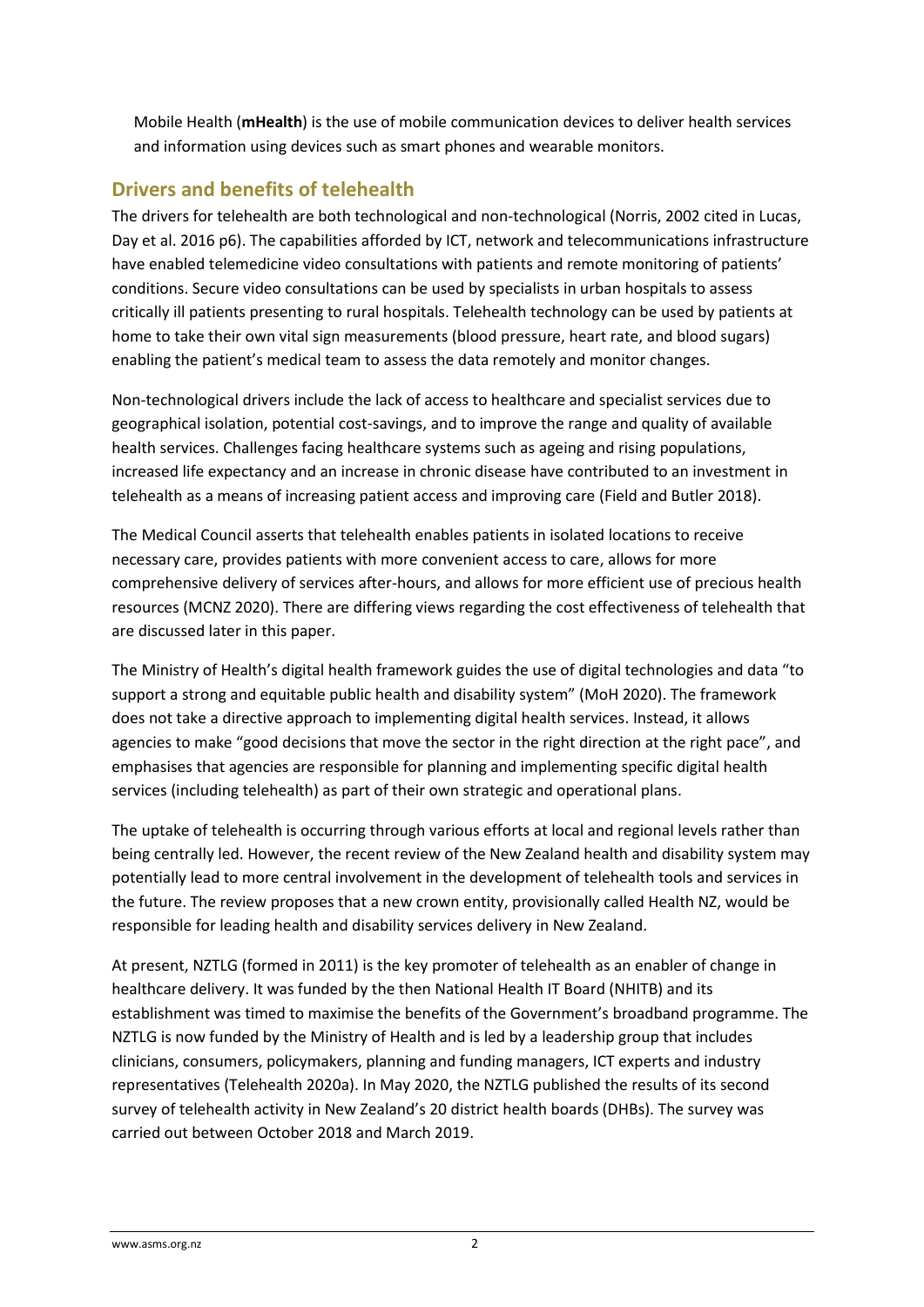Mobile Health (**mHealth**) is the use of mobile communication devices to deliver health services and information using devices such as smart phones and wearable monitors.

## Drivers and benefits of telehealth

The drivers for telehealth are both technological and non-technological (Norris, 2002 cited in Lucas, Day et al. 2016 p6). The capabilities afforded by ICT, network and telecommunications infrastructure have enabled telemedicine video consultations with patients and remote monitoring of patients' conditions. Secure video consultations can be used by specialists in urban hospitals to assess critically ill patients presenting to rural hospitals. Telehealth technology can be used by patients at home to take their own vital sign measurements (blood pressure, heart rate, and blood sugars) enabling the patient's medical team to assess the data remotely and monitor changes.

Non-technological drivers include the lack of access to healthcare and specialist services due to geographical isolation, potential cost-savings, and to improve the range and quality of available health services. Challenges facing healthcare systems such as ageing and rising populations, increased life expectancy and an increase in chronic disease have contributed to an investment in telehealth as a means of increasing patient access and improving care (Field and Butler 2018).

The Medical Council asserts that telehealth enables patients in isolated locations to receive necessary care, provides patients with more convenient access to care, allows for more comprehensive delivery of services after-hours, and allows for more efficient use of precious health resources (MCNZ 2020). There are differing views regarding the cost effectiveness of telehealth that are discussed later in this paper.

The Ministry of Health's digital health framework guides the use of digital technologies and data "to support a strong and equitable public health and disability system" (MoH 2020). The framework does not take a directive approach to implementing digital health services. Instead, it allows agencies to make "good decisions that move the sector in the right direction at the right pace", and emphasises that agencies are responsible for planning and implementing specific digital health services (including telehealth) as part of their own strategic and operational plans.

The uptake of telehealth is occurring through various efforts at local and regional levels rather than being centrally led. However, the recent review of the New Zealand health and disability system may potentially lead to more central involvement in the development of telehealth tools and services in the future. The review proposes that a new crown entity, provisionally called Health NZ, would be responsible for leading health and disability services delivery in New Zealand.

At present, NZTLG (formed in 2011) is the key promoter of telehealth as an enabler of change in healthcare delivery. It was funded by the then National Health IT Board (NHITB) and its establishment was timed to maximise the benefits of the Government's broadband programme. The NZTLG is now funded by the Ministry of Health and is led by a leadership group that includes clinicians, consumers, policymakers, planning and funding managers, ICT experts and industry representatives (Telehealth 2020a). In May 2020, the NZTLG published the results of its second survey of telehealth activity in New Zealand's 20 district health boards (DHBs). The survey was carried out between October 2018 and March 2019.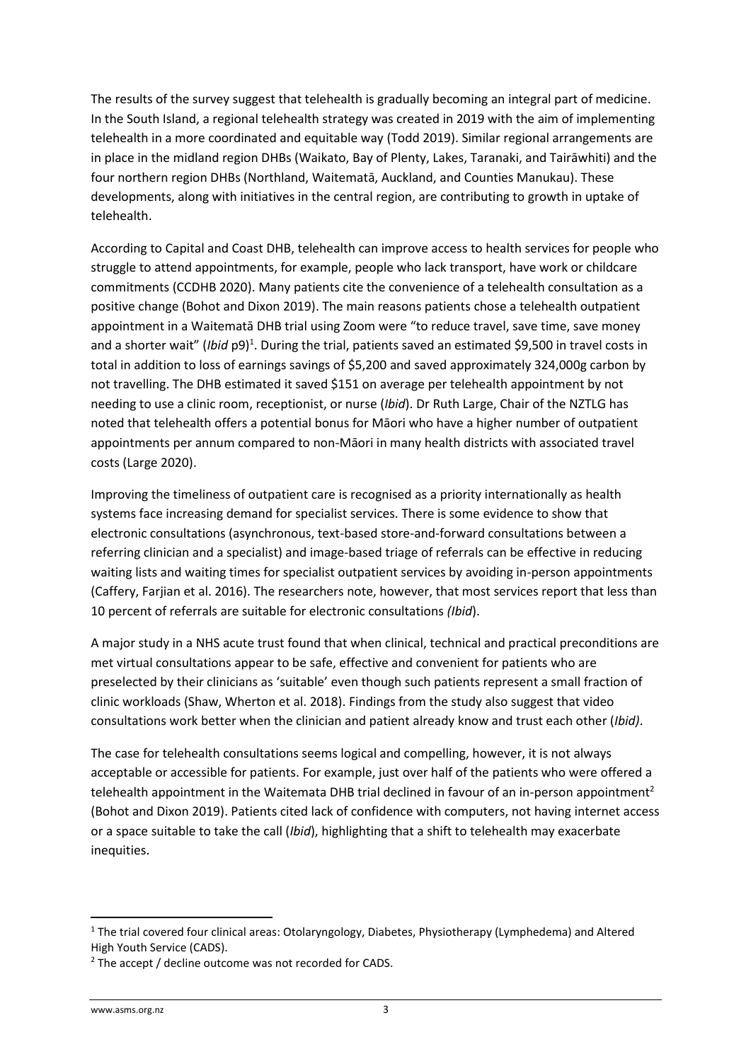The results of the survey suggest that telehealth is gradually becoming an integral part of medicine. In the South Island, a regional telehealth strategy was created in 2019 with the aim of implementing telehealth in a more coordinated and equitable way (Todd 2019). Similar regional arrangements are in place in the midland region DHBs (Waikato, Bay of Plenty, Lakes, Taranaki, and Tairāwhiti) and the four northern region DHBs (Northland, Waitematā, Auckland, and Counties Manukau). These developments, along with initiatives in the central region, are contributing to growth in uptake of telehealth.

According to Capital and Coast DHB, telehealth can improve access to health services for people who struggle to attend appointments, for example, people who lack transport, have work or childcare commitments (CCDHB 2020). Many patients cite the convenience of a telehealth consultation as a positive change (Bohot and Dixon 2019). The main reasons patients chose a telehealth outpatient appointment in a Waitematā DHB trial using Zoom were "to reduce travel, save time, save money and a shorter wait" (*Ibid* p9)[1]. During the trial, patients saved an estimated $9,500 in travel costs in total in addition to loss of earnings savings of $5,200 and saved approximately 324,000g carbon by not travelling. The DHB estimated it saved $151 on average per telehealth appointment by not needing to use a clinic room, receptionist, or nurse (*Ibid*). Dr Ruth Large, Chair of the NZTLG has noted that telehealth offers a potential bonus for Māori who have a higher number of outpatient appointments per annum compared to non-Māori in many health districts with associated travel costs (Large 2020).

Improving the timeliness of outpatient care is recognised as a priority internationally as health systems face increasing demand for specialist services. There is some evidence to show that electronic consultations (asynchronous, text-based store-and-forward consultations between a referring clinician and a specialist) and image-based triage of referrals can be effective in reducing waiting lists and waiting times for specialist outpatient services by avoiding in-person appointments (Caffery, Farjian et al. 2016). The researchers note, however, that most services report that less than 10 percent of referrals are suitable for electronic consultations *(Ibid*).

A major study in a NHS acute trust found that when clinical, technical and practical preconditions are met virtual consultations appear to be safe, effective and convenient for patients who are preselected by their clinicians as 'suitable' even though such patients represent a small fraction of clinic workloads (Shaw, Wherton et al. 2018). Findings from the study also suggest that video consultations work better when the clinician and patient already know and trust each other (*Ibid)*.

The case for telehealth consultations seems logical and compelling, however, it is not always acceptable or accessible for patients. For example, just over half of the patients who were offered a telehealth appointment in the Waitemata DHB trial declined in favour of an in-person appointment[2] (Bohot and Dixon 2019). Patients cited lack of confidence with computers, not having internet access or a space suitable to take the call (*Ibid*), highlighting that a shift to telehealth may exacerbate inequities.

---

[1] The trial covered four clinical areas: Otolaryngology, Diabetes, Physiotherapy (Lymphedema) and Altered High Youth Service (CADS).

[2] The accept / decline outcome was not recorded for CADS.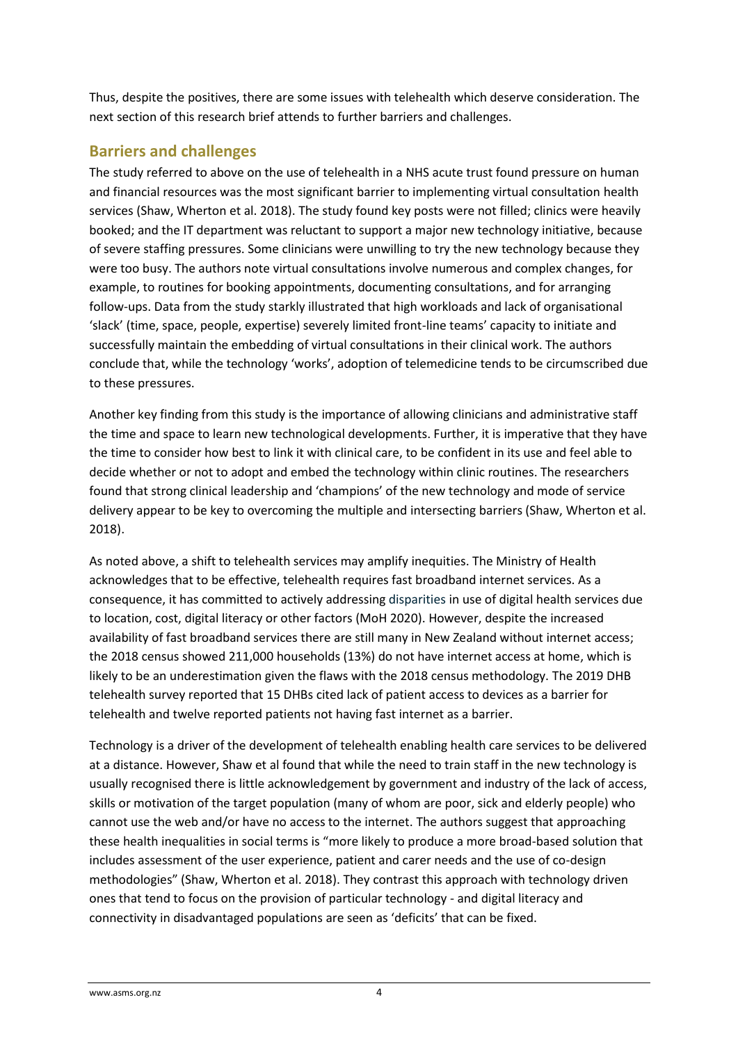Thus, despite the positives, there are some issues with telehealth which deserve consideration. The next section of this research brief attends to further barriers and challenges.

## Barriers and challenges

The study referred to above on the use of telehealth in a NHS acute trust found pressure on human and financial resources was the most significant barrier to implementing virtual consultation health services (Shaw, Wherton et al. 2018). The study found key posts were not filled; clinics were heavily booked; and the IT department was reluctant to support a major new technology initiative, because of severe staffing pressures. Some clinicians were unwilling to try the new technology because they were too busy. The authors note virtual consultations involve numerous and complex changes, for example, to routines for booking appointments, documenting consultations, and for arranging follow-ups. Data from the study starkly illustrated that high workloads and lack of organisational 'slack' (time, space, people, expertise) severely limited front-line teams' capacity to initiate and successfully maintain the embedding of virtual consultations in their clinical work. The authors conclude that, while the technology 'works', adoption of telemedicine tends to be circumscribed due to these pressures.

Another key finding from this study is the importance of allowing clinicians and administrative staff the time and space to learn new technological developments. Further, it is imperative that they have the time to consider how best to link it with clinical care, to be confident in its use and feel able to decide whether or not to adopt and embed the technology within clinic routines. The researchers found that strong clinical leadership and 'champions' of the new technology and mode of service delivery appear to be key to overcoming the multiple and intersecting barriers (Shaw, Wherton et al. 2018).

As noted above, a shift to telehealth services may amplify inequities. The Ministry of Health acknowledges that to be effective, telehealth requires fast broadband internet services. As a consequence, it has committed to actively addressing disparities in use of digital health services due to location, cost, digital literacy or other factors (MoH 2020). However, despite the increased availability of fast broadband services there are still many in New Zealand without internet access; the 2018 census showed 211,000 households (13%) do not have internet access at home, which is likely to be an underestimation given the flaws with the 2018 census methodology. The 2019 DHB telehealth survey reported that 15 DHBs cited lack of patient access to devices as a barrier for telehealth and twelve reported patients not having fast internet as a barrier.

Technology is a driver of the development of telehealth enabling health care services to be delivered at a distance. However, Shaw et al found that while the need to train staff in the new technology is usually recognised there is little acknowledgement by government and industry of the lack of access, skills or motivation of the target population (many of whom are poor, sick and elderly people) who cannot use the web and/or have no access to the internet. The authors suggest that approaching these health inequalities in social terms is "more likely to produce a more broad-based solution that includes assessment of the user experience, patient and carer needs and the use of co-design methodologies" (Shaw, Wherton et al. 2018). They contrast this approach with technology driven ones that tend to focus on the provision of particular technology - and digital literacy and connectivity in disadvantaged populations are seen as 'deficits' that can be fixed.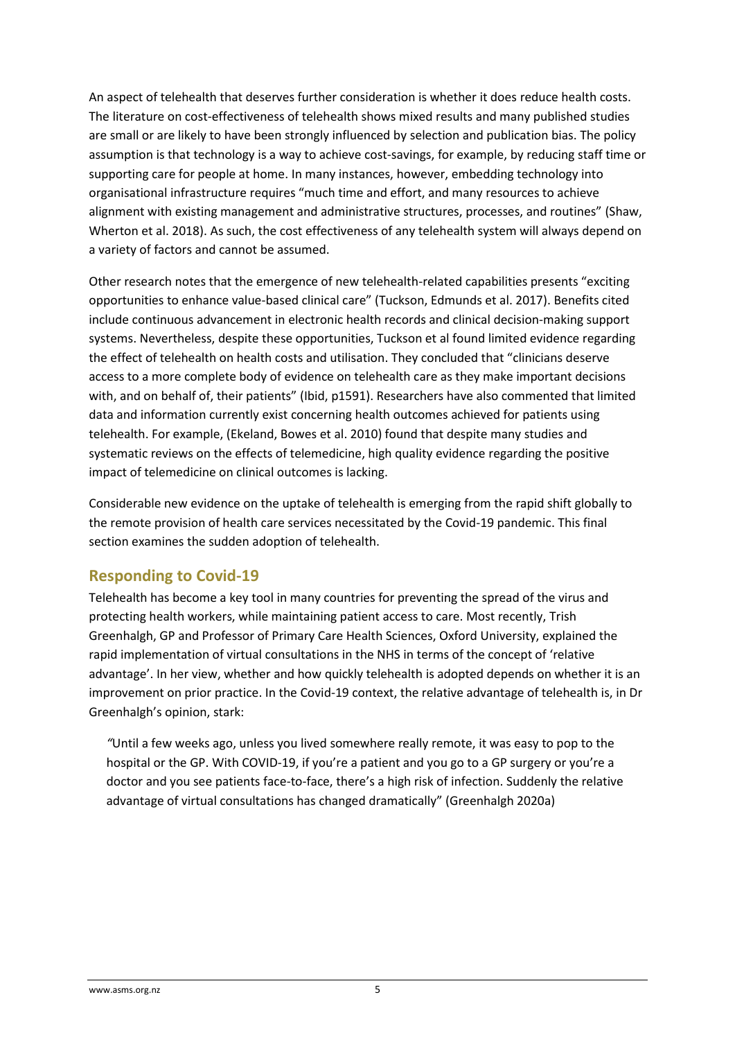An aspect of telehealth that deserves further consideration is whether it does reduce health costs. The literature on cost-effectiveness of telehealth shows mixed results and many published studies are small or are likely to have been strongly influenced by selection and publication bias. The policy assumption is that technology is a way to achieve cost-savings, for example, by reducing staff time or supporting care for people at home. In many instances, however, embedding technology into organisational infrastructure requires "much time and effort, and many resources to achieve alignment with existing management and administrative structures, processes, and routines" (Shaw, Wherton et al. 2018). As such, the cost effectiveness of any telehealth system will always depend on a variety of factors and cannot be assumed.

Other research notes that the emergence of new telehealth-related capabilities presents "exciting opportunities to enhance value-based clinical care" (Tuckson, Edmunds et al. 2017). Benefits cited include continuous advancement in electronic health records and clinical decision-making support systems. Nevertheless, despite these opportunities, Tuckson et al found limited evidence regarding the effect of telehealth on health costs and utilisation. They concluded that "clinicians deserve access to a more complete body of evidence on telehealth care as they make important decisions with, and on behalf of, their patients" (Ibid, p1591). Researchers have also commented that limited data and information currently exist concerning health outcomes achieved for patients using telehealth. For example, (Ekeland, Bowes et al. 2010) found that despite many studies and systematic reviews on the effects of telemedicine, high quality evidence regarding the positive impact of telemedicine on clinical outcomes is lacking.

Considerable new evidence on the uptake of telehealth is emerging from the rapid shift globally to the remote provision of health care services necessitated by the Covid-19 pandemic. This final section examines the sudden adoption of telehealth.

## Responding to Covid-19

Telehealth has become a key tool in many countries for preventing the spread of the virus and protecting health workers, while maintaining patient access to care. Most recently, Trish Greenhalgh, GP and Professor of Primary Care Health Sciences, Oxford University, explained the rapid implementation of virtual consultations in the NHS in terms of the concept of 'relative advantage'. In her view, whether and how quickly telehealth is adopted depends on whether it is an improvement on prior practice. In the Covid-19 context, the relative advantage of telehealth is, in Dr Greenhalgh's opinion, stark:

> "Until a few weeks ago, unless you lived somewhere really remote, it was easy to pop to the hospital or the GP. With COVID-19, if you're a patient and you go to a GP surgery or you're a doctor and you see patients face-to-face, there's a high risk of infection. Suddenly the relative advantage of virtual consultations has changed dramatically" (Greenhalgh 2020a)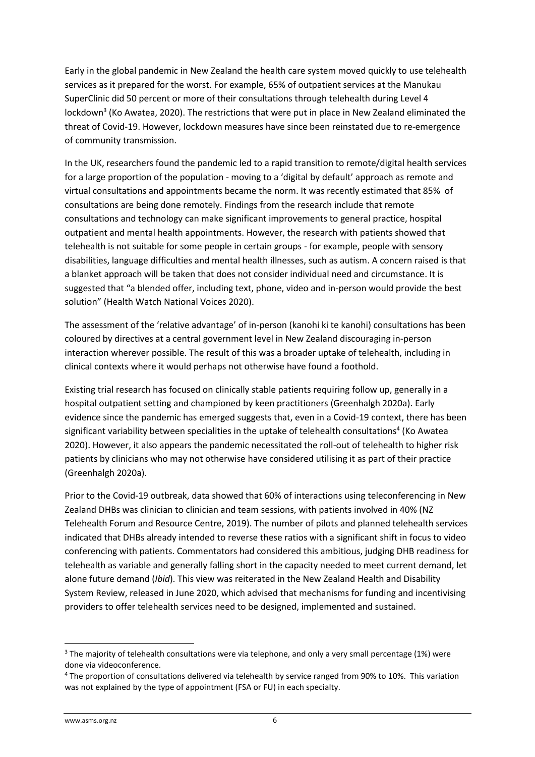Early in the global pandemic in New Zealand the health care system moved quickly to use telehealth services as it prepared for the worst. For example, 65% of outpatient services at the Manukau SuperClinic did 50 percent or more of their consultations through telehealth during Level 4 lockdown[3] (Ko Awatea, 2020). The restrictions that were put in place in New Zealand eliminated the threat of Covid-19. However, lockdown measures have since been reinstated due to re-emergence of community transmission.

In the UK, researchers found the pandemic led to a rapid transition to remote/digital health services for a large proportion of the population - moving to a 'digital by default' approach as remote and virtual consultations and appointments became the norm. It was recently estimated that 85% of consultations are being done remotely. Findings from the research include that remote consultations and technology can make significant improvements to general practice, hospital outpatient and mental health appointments. However, the research with patients showed that telehealth is not suitable for some people in certain groups - for example, people with sensory disabilities, language difficulties and mental health illnesses, such as autism. A concern raised is that a blanket approach will be taken that does not consider individual need and circumstance. It is suggested that "a blended offer, including text, phone, video and in-person would provide the best solution" (Health Watch National Voices 2020).

The assessment of the 'relative advantage' of in-person (kanohi ki te kanohi) consultations has been coloured by directives at a central government level in New Zealand discouraging in-person interaction wherever possible. The result of this was a broader uptake of telehealth, including in clinical contexts where it would perhaps not otherwise have found a foothold.

Existing trial research has focused on clinically stable patients requiring follow up, generally in a hospital outpatient setting and championed by keen practitioners (Greenhalgh 2020a). Early evidence since the pandemic has emerged suggests that, even in a Covid-19 context, there has been significant variability between specialities in the uptake of telehealth consultations[4] (Ko Awatea 2020). However, it also appears the pandemic necessitated the roll-out of telehealth to higher risk patients by clinicians who may not otherwise have considered utilising it as part of their practice (Greenhalgh 2020a).

Prior to the Covid-19 outbreak, data showed that 60% of interactions using teleconferencing in New Zealand DHBs was clinician to clinician and team sessions, with patients involved in 40% (NZ Telehealth Forum and Resource Centre, 2019). The number of pilots and planned telehealth services indicated that DHBs already intended to reverse these ratios with a significant shift in focus to video conferencing with patients. Commentators had considered this ambitious, judging DHB readiness for telehealth as variable and generally falling short in the capacity needed to meet current demand, let alone future demand (*Ibid*). This view was reiterated in the New Zealand Health and Disability System Review, released in June 2020, which advised that mechanisms for funding and incentivising providers to offer telehealth services need to be designed, implemented and sustained.

---

[3] The majority of telehealth consultations were via telephone, and only a very small percentage (1%) were done via videoconference.

[4] The proportion of consultations delivered via telehealth by service ranged from 90% to 10%. This variation was not explained by the type of appointment (FSA or FU) in each specialty.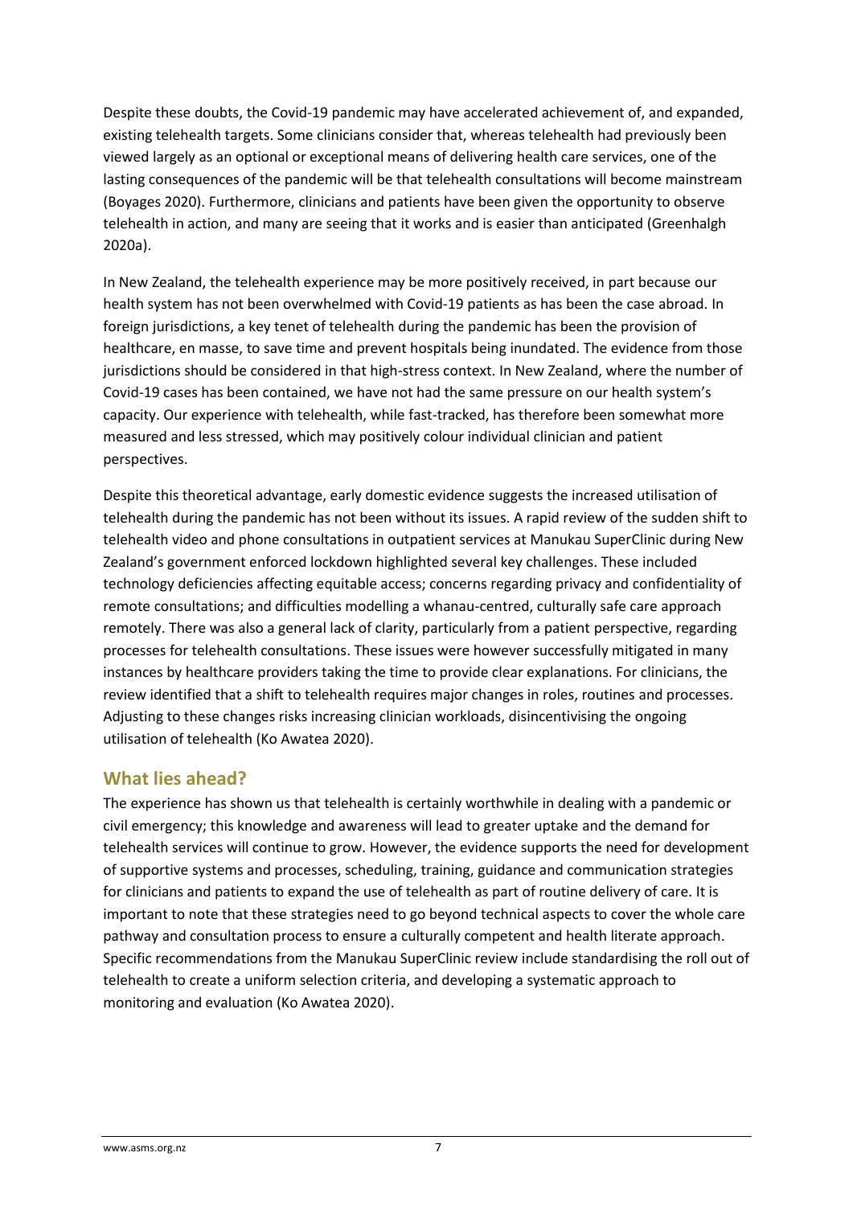Despite these doubts, the Covid-19 pandemic may have accelerated achievement of, and expanded, existing telehealth targets. Some clinicians consider that, whereas telehealth had previously been viewed largely as an optional or exceptional means of delivering health care services, one of the lasting consequences of the pandemic will be that telehealth consultations will become mainstream (Boyages 2020). Furthermore, clinicians and patients have been given the opportunity to observe telehealth in action, and many are seeing that it works and is easier than anticipated (Greenhalgh 2020a).

In New Zealand, the telehealth experience may be more positively received, in part because our health system has not been overwhelmed with Covid-19 patients as has been the case abroad. In foreign jurisdictions, a key tenet of telehealth during the pandemic has been the provision of healthcare, en masse, to save time and prevent hospitals being inundated. The evidence from those jurisdictions should be considered in that high-stress context. In New Zealand, where the number of Covid-19 cases has been contained, we have not had the same pressure on our health system's capacity. Our experience with telehealth, while fast-tracked, has therefore been somewhat more measured and less stressed, which may positively colour individual clinician and patient perspectives.

Despite this theoretical advantage, early domestic evidence suggests the increased utilisation of telehealth during the pandemic has not been without its issues. A rapid review of the sudden shift to telehealth video and phone consultations in outpatient services at Manukau SuperClinic during New Zealand's government enforced lockdown highlighted several key challenges. These included technology deficiencies affecting equitable access; concerns regarding privacy and confidentiality of remote consultations; and difficulties modelling a whanau-centred, culturally safe care approach remotely. There was also a general lack of clarity, particularly from a patient perspective, regarding processes for telehealth consultations. These issues were however successfully mitigated in many instances by healthcare providers taking the time to provide clear explanations. For clinicians, the review identified that a shift to telehealth requires major changes in roles, routines and processes. Adjusting to these changes risks increasing clinician workloads, disincentivising the ongoing utilisation of telehealth (Ko Awatea 2020).

## What lies ahead?

The experience has shown us that telehealth is certainly worthwhile in dealing with a pandemic or civil emergency; this knowledge and awareness will lead to greater uptake and the demand for telehealth services will continue to grow. However, the evidence supports the need for development of supportive systems and processes, scheduling, training, guidance and communication strategies for clinicians and patients to expand the use of telehealth as part of routine delivery of care. It is important to note that these strategies need to go beyond technical aspects to cover the whole care pathway and consultation process to ensure a culturally competent and health literate approach. Specific recommendations from the Manukau SuperClinic review include standardising the roll out of telehealth to create a uniform selection criteria, and developing a systematic approach to monitoring and evaluation (Ko Awatea 2020).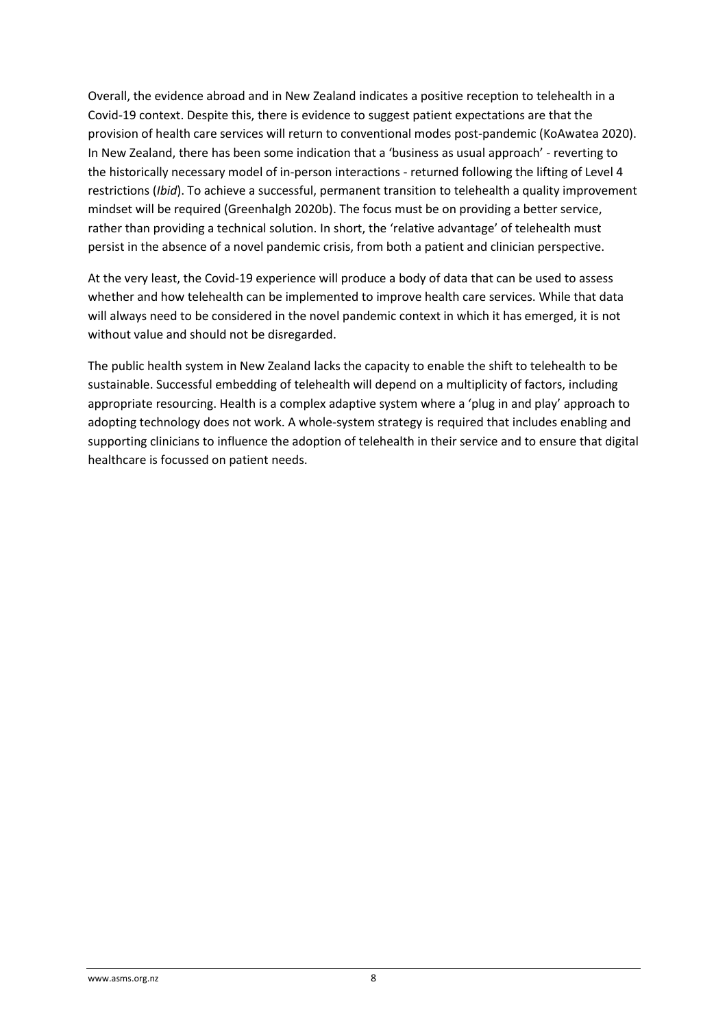Overall, the evidence abroad and in New Zealand indicates a positive reception to telehealth in a Covid-19 context. Despite this, there is evidence to suggest patient expectations are that the provision of health care services will return to conventional modes post-pandemic (KoAwatea 2020). In New Zealand, there has been some indication that a 'business as usual approach' - reverting to the historically necessary model of in-person interactions - returned following the lifting of Level 4 restrictions (*Ibid*). To achieve a successful, permanent transition to telehealth a quality improvement mindset will be required (Greenhalgh 2020b). The focus must be on providing a better service, rather than providing a technical solution. In short, the 'relative advantage' of telehealth must persist in the absence of a novel pandemic crisis, from both a patient and clinician perspective.

At the very least, the Covid-19 experience will produce a body of data that can be used to assess whether and how telehealth can be implemented to improve health care services. While that data will always need to be considered in the novel pandemic context in which it has emerged, it is not without value and should not be disregarded.

The public health system in New Zealand lacks the capacity to enable the shift to telehealth to be sustainable. Successful embedding of telehealth will depend on a multiplicity of factors, including appropriate resourcing. Health is a complex adaptive system where a 'plug in and play' approach to adopting technology does not work. A whole-system strategy is required that includes enabling and supporting clinicians to influence the adoption of telehealth in their service and to ensure that digital healthcare is focussed on patient needs.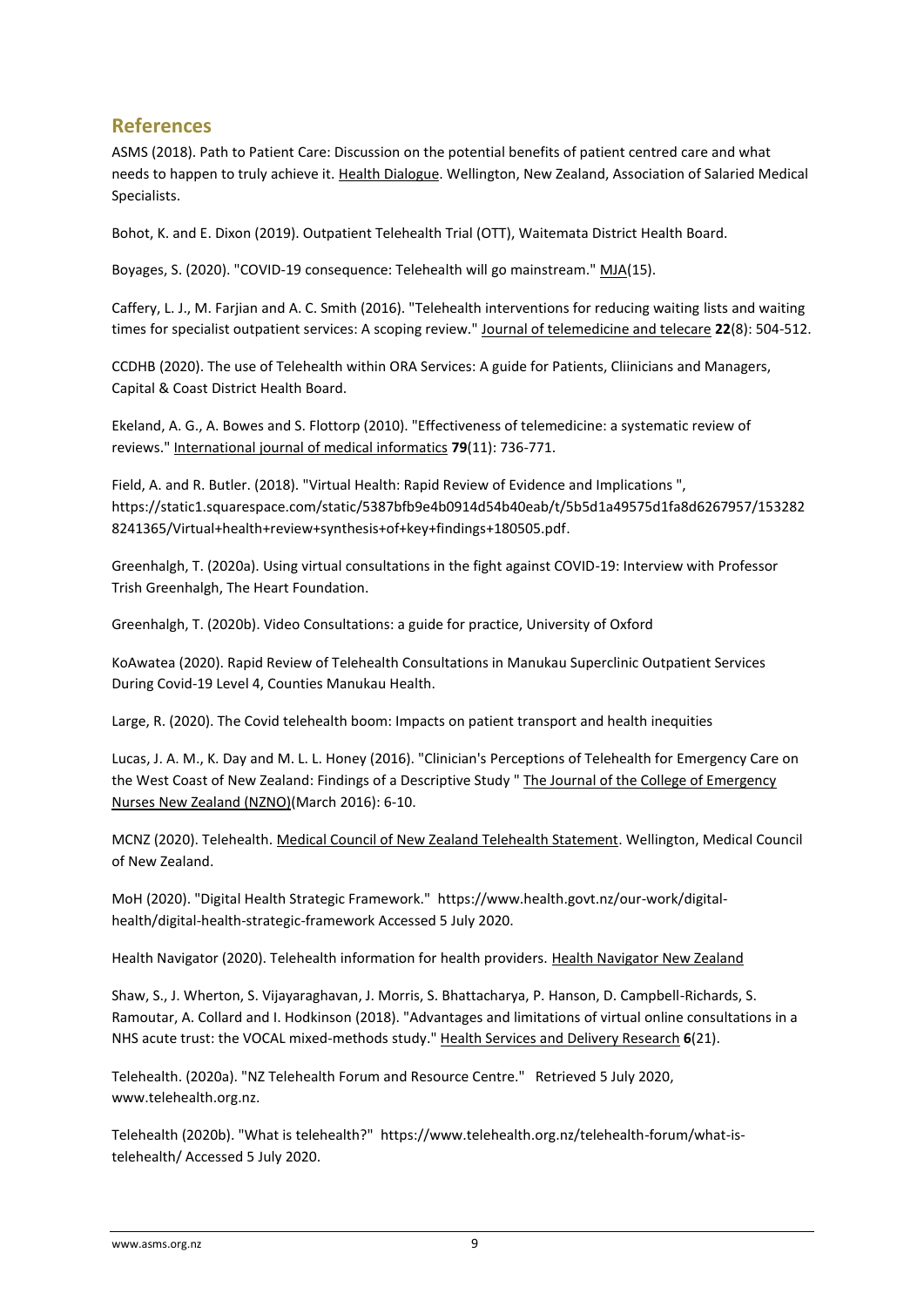## References

ASMS (2018). Path to Patient Care: Discussion on the potential benefits of patient centred care and what needs to happen to truly achieve it. Health Dialogue. Wellington, New Zealand, Association of Salaried Medical Specialists.

Bohot, K. and E. Dixon (2019). Outpatient Telehealth Trial (OTT), Waitemata District Health Board.

Boyages, S. (2020). "COVID-19 consequence: Telehealth will go mainstream." MJA(15).

Caffery, L. J., M. Farjian and A. C. Smith (2016). "Telehealth interventions for reducing waiting lists and waiting times for specialist outpatient services: A scoping review." Journal of telemedicine and telecare **22**(8): 504-512.

CCDHB (2020). The use of Telehealth within ORA Services: A guide for Patients, Cliinicians and Managers, Capital & Coast District Health Board.

Ekeland, A. G., A. Bowes and S. Flottorp (2010). "Effectiveness of telemedicine: a systematic review of reviews." International journal of medical informatics **79**(11): 736-771.

Field, A. and R. Butler. (2018). "Virtual Health: Rapid Review of Evidence and Implications ", https://static1.squarespace.com/static/5387bfb9e4b0914d54b40eab/t/5b5d1a49575d1fa8d6267957/1532828241365/Virtual+health+review+synthesis+of+key+findings+180505.pdf.

Greenhalgh, T. (2020a). Using virtual consultations in the fight against COVID-19: Interview with Professor Trish Greenhalgh, The Heart Foundation.

Greenhalgh, T. (2020b). Video Consultations: a guide for practice, University of Oxford

KoAwatea (2020). Rapid Review of Telehealth Consultations in Manukau Superclinic Outpatient Services During Covid-19 Level 4, Counties Manukau Health.

Large, R. (2020). The Covid telehealth boom: Impacts on patient transport and health inequities

Lucas, J. A. M., K. Day and M. L. L. Honey (2016). "Clinician's Perceptions of Telehealth for Emergency Care on the West Coast of New Zealand: Findings of a Descriptive Study " The Journal of the College of Emergency Nurses New Zealand (NZNO)(March 2016): 6-10.

MCNZ (2020). Telehealth. Medical Council of New Zealand Telehealth Statement. Wellington, Medical Council of New Zealand.

MoH (2020). "Digital Health Strategic Framework." https://www.health.govt.nz/our-work/digital-health/digital-health-strategic-framework Accessed 5 July 2020.

Health Navigator (2020). Telehealth information for health providers. Health Navigator New Zealand

Shaw, S., J. Wherton, S. Vijayaraghavan, J. Morris, S. Bhattacharya, P. Hanson, D. Campbell-Richards, S. Ramoutar, A. Collard and I. Hodkinson (2018). "Advantages and limitations of virtual online consultations in a NHS acute trust: the VOCAL mixed-methods study." Health Services and Delivery Research **6**(21).

Telehealth. (2020a). "NZ Telehealth Forum and Resource Centre." Retrieved 5 July 2020, www.telehealth.org.nz.

Telehealth (2020b). "What is telehealth?" https://www.telehealth.org.nz/telehealth-forum/what-is-telehealth/ Accessed 5 July 2020.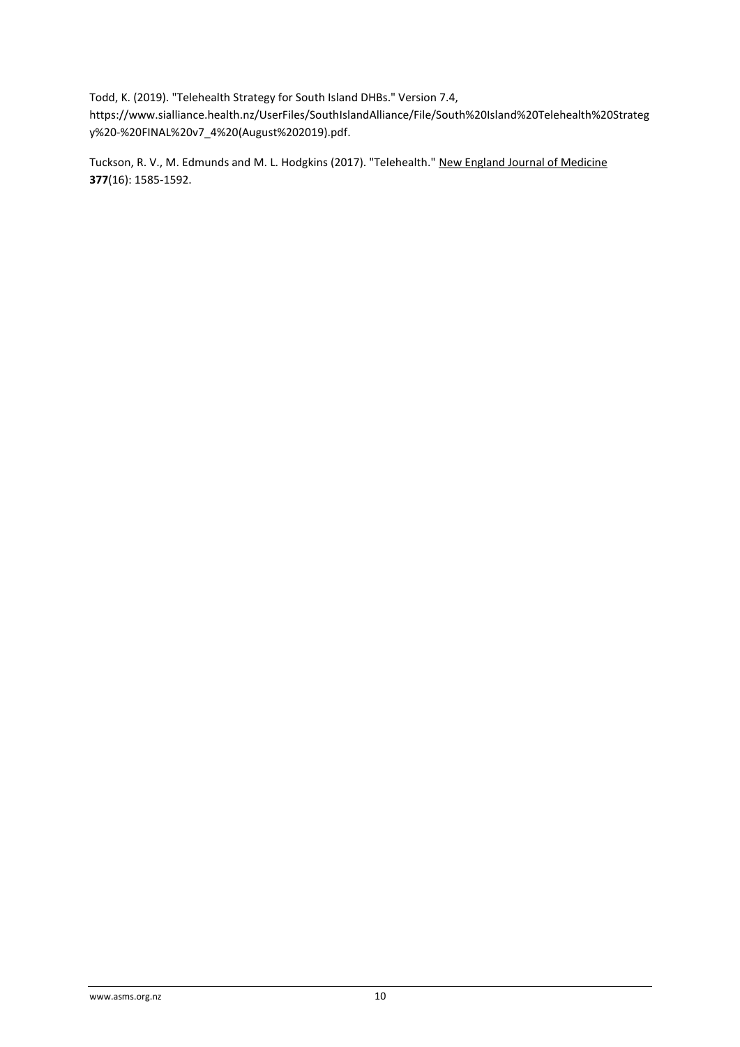Todd, K. (2019). "Telehealth Strategy for South Island DHBs." Version 7.4, https://www.sialliance.health.nz/UserFiles/SouthIslandAlliance/File/South%20Island%20Telehealth%20Strategy%20-%20FINAL%20v7_4%20(August%202019).pdf.

Tuckson, R. V., M. Edmunds and M. L. Hodgkins (2017). "Telehealth." New England Journal of Medicine **377**(16): 1585-1592.